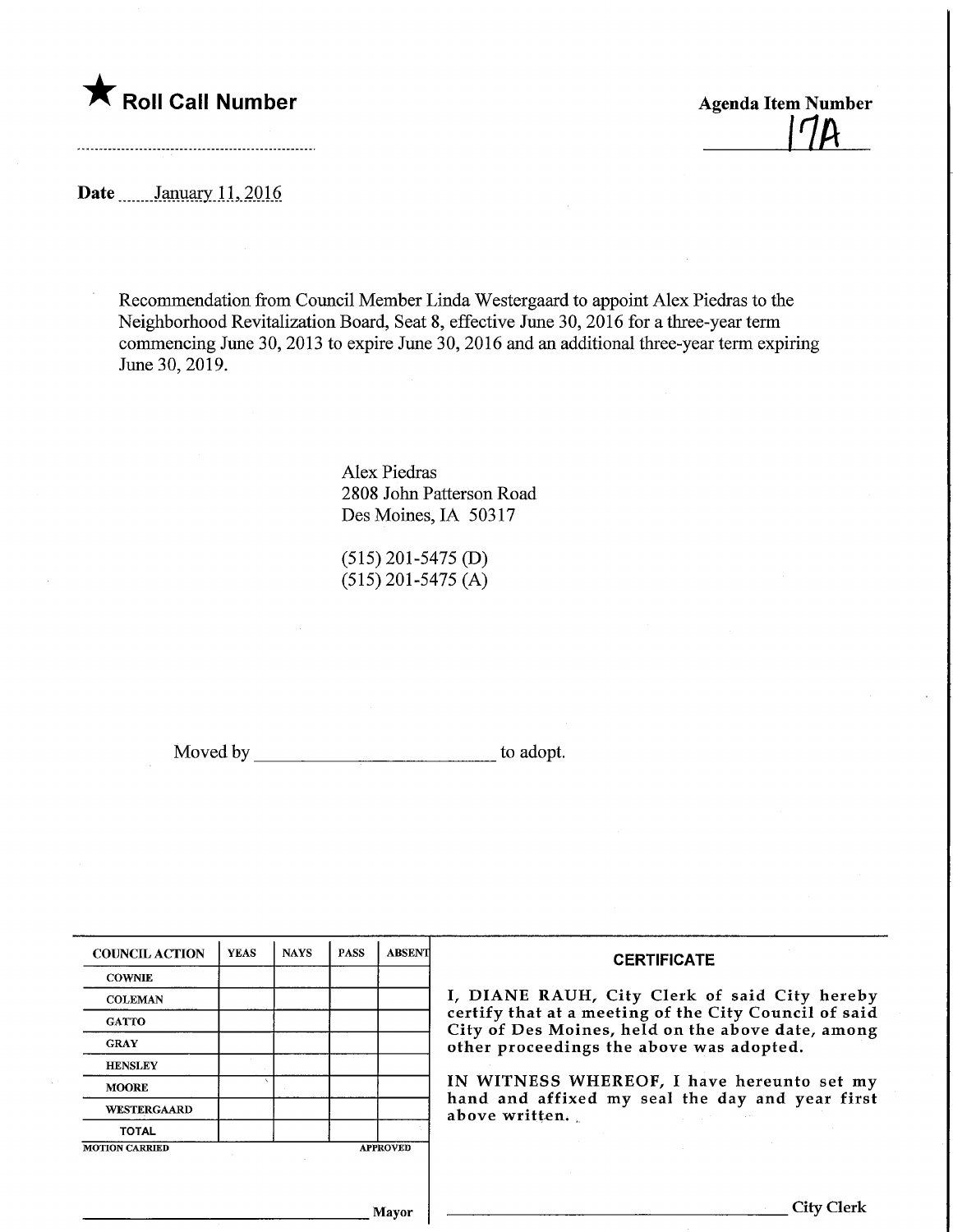★ **Roll Call Number**

**Agenda Item Number**
17A

**Date** January 11, 2016

Recommendation from Council Member Linda Westergaard to appoint Alex Piedras to the Neighborhood Revitalization Board, Seat 8, effective June 30, 2016 for a three-year term commencing June 30, 2013 to expire June 30, 2016 and an additional three-year term expiring June 30, 2019.

Alex Piedras
2808 John Patterson Road
Des Moines, IA 50317

(515) 201-5475 (D)
(515) 201-5475 (A)

Moved by ______________________ to adopt.

| COUNCIL ACTION | YEAS | NAYS | PASS | ABSENT |
|---|---|---|---|---|
| COWNIE | | | | |
| COLEMAN | | | | |
| GATTO | | | | |
| GRAY | | | | |
| HENSLEY | | | | |
| MOORE | | | | |
| WESTERGAARD | | | | |
| TOTAL | | | | |

MOTION CARRIED APPROVED

______________________ Mayor

**CERTIFICATE**

I, DIANE RAUH, City Clerk of said City hereby certify that at a meeting of the City Council of said City of Des Moines, held on the above date, among other proceedings the above was adopted.

IN WITNESS WHEREOF, I have hereunto set my hand and affixed my seal the day and year first above written.

______________________ City Clerk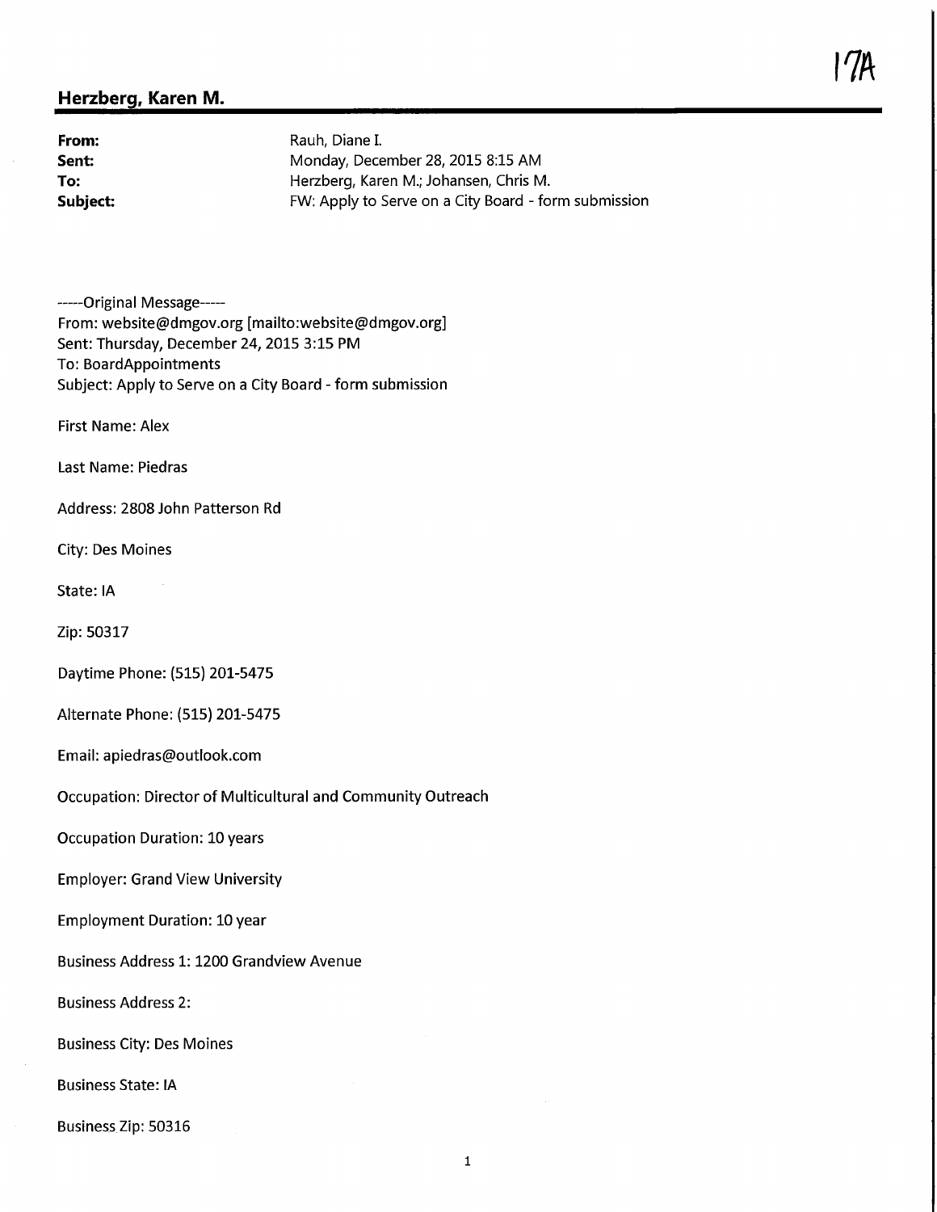17A

## Herzberg, Karen M.

**From:** Rauh, Diane I.
**Sent:** Monday, December 28, 2015 8:15 AM
**To:** Herzberg, Karen M.; Johansen, Chris M.
**Subject:** FW: Apply to Serve on a City Board - form submission

-----Original Message-----
From: website@dmgov.org [mailto:website@dmgov.org]
Sent: Thursday, December 24, 2015 3:15 PM
To: BoardAppointments
Subject: Apply to Serve on a City Board - form submission

First Name: Alex

Last Name: Piedras

Address: 2808 John Patterson Rd

City: Des Moines

State: IA

Zip: 50317

Daytime Phone: (515) 201-5475

Alternate Phone: (515) 201-5475

Email: apiedras@outlook.com

Occupation: Director of Multicultural and Community Outreach

Occupation Duration: 10 years

Employer: Grand View University

Employment Duration: 10 year

Business Address 1: 1200 Grandview Avenue

Business Address 2:

Business City: Des Moines

Business State: IA

Business Zip: 50316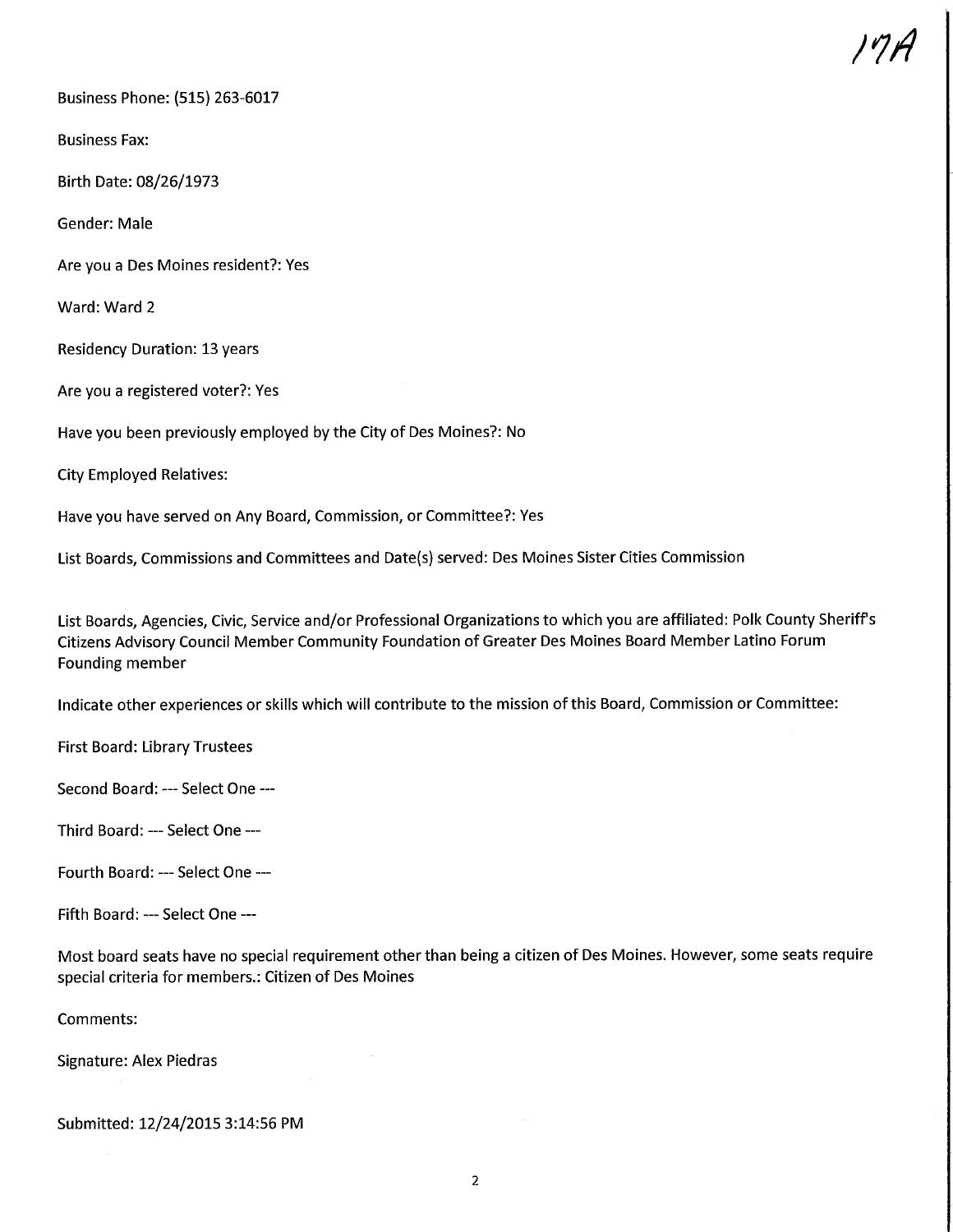17A

Business Phone: (515) 263-6017

Business Fax:

Birth Date: 08/26/1973

Gender: Male

Are you a Des Moines resident?: Yes

Ward: Ward 2

Residency Duration: 13 years

Are you a registered voter?: Yes

Have you been previously employed by the City of Des Moines?: No

City Employed Relatives:

Have you have served on Any Board, Commission, or Committee?: Yes

List Boards, Commissions and Committees and Date(s) served: Des Moines Sister Cities Commission

List Boards, Agencies, Civic, Service and/or Professional Organizations to which you are affiliated: Polk County Sheriff's Citizens Advisory Council Member Community Foundation of Greater Des Moines Board Member Latino Forum Founding member

Indicate other experiences or skills which will contribute to the mission of this Board, Commission or Committee:

First Board: Library Trustees

Second Board: --- Select One ---

Third Board: --- Select One ---

Fourth Board: --- Select One ---

Fifth Board: --- Select One ---

Most board seats have no special requirement other than being a citizen of Des Moines. However, some seats require special criteria for members.: Citizen of Des Moines

Comments:

Signature: Alex Piedras

Submitted: 12/24/2015 3:14:56 PM